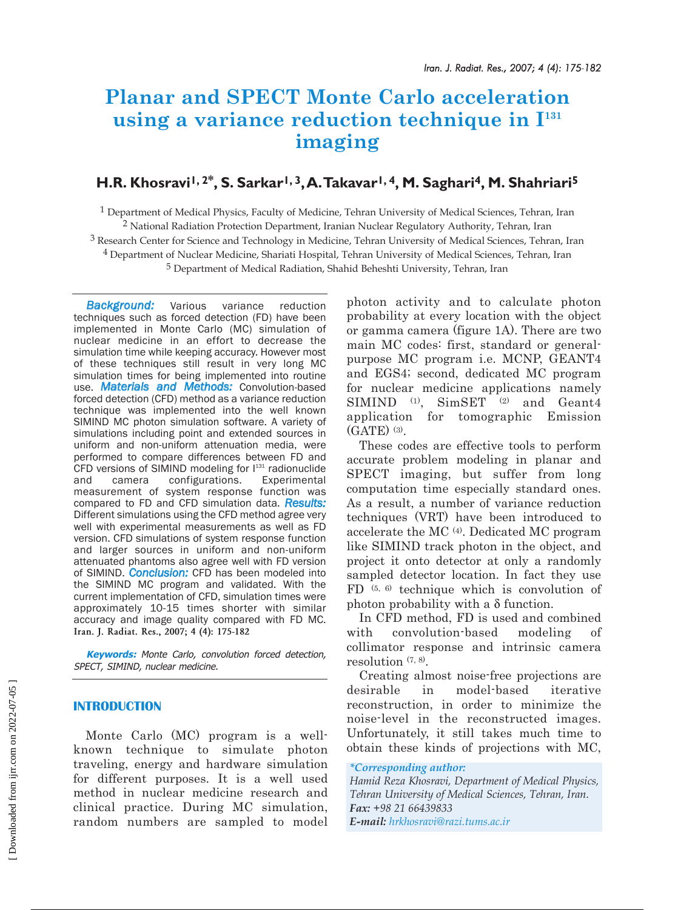# Planar and SPECT Monte Carlo acceleration using a variance reduction technique in $I^{131}$ imaging

**H.R. Khosravi[1, 2*], S. Sarkar[1, 3], A. Takavar[1, 4], M. Saghari[4], M. Shahriari[5]**

[1] Department of Medical Physics, Faculty of Medicine, Tehran University of Medical Sciences, Tehran, Iran
[2] National Radiation Protection Department, Iranian Nuclear Regulatory Authority, Tehran, Iran
[3] Research Center for Science and Technology in Medicine, Tehran University of Medical Sciences, Tehran, Iran
[4] Department of Nuclear Medicine, Shariati Hospital, Tehran University of Medical Sciences, Tehran, Iran
[5] Department of Medical Radiation, Shahid Beheshti University, Tehran, Iran

***Background:*** Various variance reduction techniques such as forced detection (FD) have been implemented in Monte Carlo (MC) simulation of nuclear medicine in an effort to decrease the simulation time while keeping accuracy. However most of these techniques still result in very long MC simulation times for being implemented into routine use. ***Materials and Methods:*** Convolution-based forced detection (CFD) method as a variance reduction technique was implemented into the well known SIMIND MC photon simulation software. A variety of simulations including point and extended sources in uniform and non-uniform attenuation media, were performed to compare differences between FD and CFD versions of SIMIND modeling for $I^{131}$ radionuclide and camera configurations. Experimental measurement of system response function was compared to FD and CFD simulation data. ***Results:*** Different simulations using the CFD method agree very well with experimental measurements as well as FD version. CFD simulations of system response function and larger sources in uniform and non-uniform attenuated phantoms also agree well with FD version of SIMIND. ***Conclusion:*** CFD has been modeled into the SIMIND MC program and validated. With the current implementation of CFD, simulation times were approximately 10-15 times shorter with similar accuracy and image quality compared with FD MC. **Iran. J. Radiat. Res., 2007; 4 (4): 175-182**

***Keywords:*** *Monte Carlo, convolution forced detection, SPECT, SIMIND, nuclear medicine.*

## INTRODUCTION

Monte Carlo (MC) program is a well-known technique to simulate photon traveling, energy and hardware simulation for different purposes. It is a well used method in nuclear medicine research and clinical practice. During MC simulation, random numbers are sampled to model photon activity and to calculate photon probability at every location with the object or gamma camera (figure 1A). There are two main MC codes: first, standard or general-purpose MC program i.e. MCNP, GEANT4 and EGS4; second, dedicated MC program for nuclear medicine applications namely SIMIND [1], SimSET [2] and Geant4 application for tomographic Emission (GATE) [3].

These codes are effective tools to perform accurate problem modeling in planar and SPECT imaging, but suffer from long computation time especially standard ones. As a result, a number of variance reduction techniques (VRT) have been introduced to accelerate the MC [4]. Dedicated MC program like SIMIND track photon in the object, and project it onto detector at only a randomly sampled detector location. In fact they use FD [5, 6] technique which is convolution of photon probability with a δ function.

In CFD method, FD is used and combined with convolution-based modeling of collimator response and intrinsic camera resolution [7, 8].

Creating almost noise-free projections are desirable in model-based iterative reconstruction, in order to minimize the noise-level in the reconstructed images. Unfortunately, it still takes much time to obtain these kinds of projections with MC,

*\*Corresponding author:*
*Hamid Reza Khosravi, Department of Medical Physics, Tehran University of Medical Sciences, Tehran, Iran.*
***Fax:*** *+98 21 66439833*
***E-mail:*** *hrkhosravi@razi.tums.ac.ir*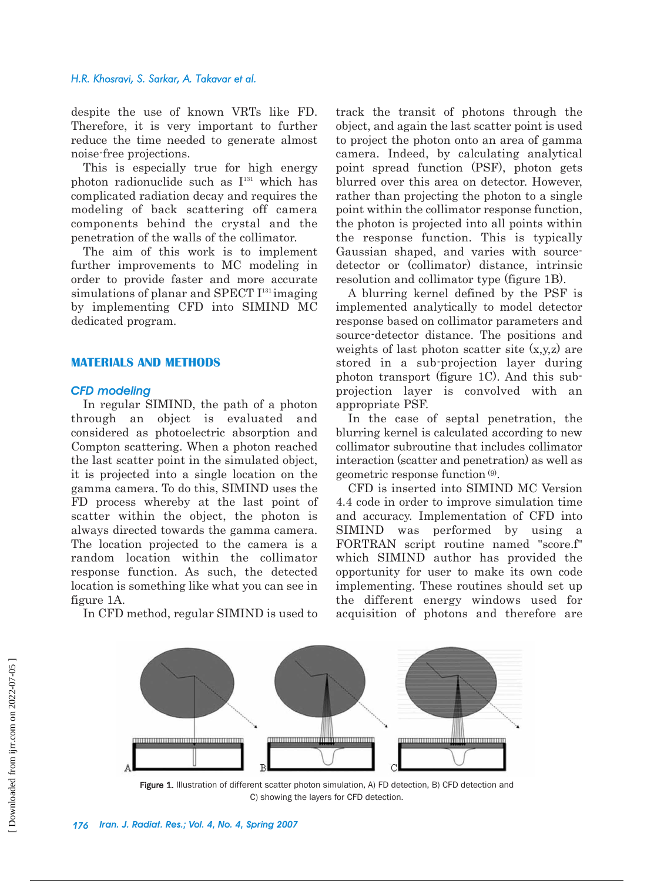despite the use of known VRTs like FD. Therefore, it is very important to further reduce the time needed to generate almost noise-free projections.

This is especially true for high energy photon radionuclide such as $I^{131}$ which has complicated radiation decay and requires the modeling of back scattering off camera components behind the crystal and the penetration of the walls of the collimator.

The aim of this work is to implement further improvements to MC modeling in order to provide faster and more accurate simulations of planar and SPECT $I^{131}$ imaging by implementing CFD into SIMIND MC dedicated program.

## MATERIALS AND METHODS

### CFD modeling

In regular SIMIND, the path of a photon through an object is evaluated and considered as photoelectric absorption and Compton scattering. When a photon reached the last scatter point in the simulated object, it is projected into a single location on the gamma camera. To do this, SIMIND uses the FD process whereby at the last point of scatter within the object, the photon is always directed towards the gamma camera. The location projected to the camera is a random location within the collimator response function. As such, the detected location is something like what you can see in figure 1A.

In CFD method, regular SIMIND is used to track the transit of photons through the object, and again the last scatter point is used to project the photon onto an area of gamma camera. Indeed, by calculating analytical point spread function (PSF), photon gets blurred over this area on detector. However, rather than projecting the photon to a single point within the collimator response function, the photon is projected into all points within the response function. This is typically Gaussian shaped, and varies with source-detector or (collimator) distance, intrinsic resolution and collimator type (figure 1B).

A blurring kernel defined by the PSF is implemented analytically to model detector response based on collimator parameters and source-detector distance. The positions and weights of last photon scatter site (x,y,z) are stored in a sub-projection layer during photon transport (figure 1C). And this sub-projection layer is convolved with an appropriate PSF.

In the case of septal penetration, the blurring kernel is calculated according to new collimator subroutine that includes collimator interaction (scatter and penetration) as well as geometric response function [9].

CFD is inserted into SIMIND MC Version 4.4 code in order to improve simulation time and accuracy. Implementation of CFD into SIMIND was performed by using a FORTRAN script routine named "score.f" which SIMIND author has provided the opportunity for user to make its own code implementing. These routines should set up the different energy windows used for acquisition of photons and therefore are

Figure 1. Illustration of different scatter photon simulation, A) FD detection, B) CFD detection and C) showing the layers for CFD detection.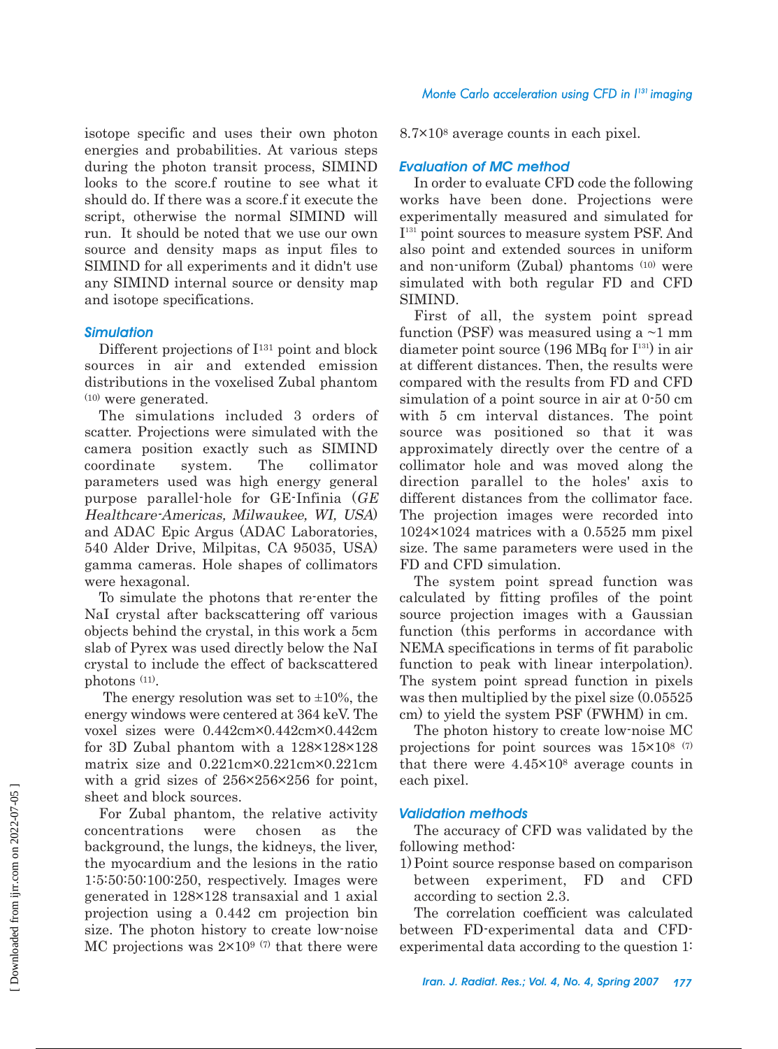isotope specific and uses their own photon energies and probabilities. At various steps during the photon transit process, SIMIND looks to the score.f routine to see what it should do. If there was a score.f it execute the script, otherwise the normal SIMIND will run. It should be noted that we use our own source and density maps as input files to SIMIND for all experiments and it didn't use any SIMIND internal source or density map and isotope specifications.

### Simulation

Different projections of $I^{131}$ point and block sources in air and extended emission distributions in the voxelised Zubal phantom [10] were generated.

The simulations included 3 orders of scatter. Projections were simulated with the camera position exactly such as SIMIND coordinate system. The collimator parameters used was high energy general purpose parallel-hole for GE-Infinia (*GE Healthcare-Americas, Milwaukee, WI, USA*) and ADAC Epic Argus (ADAC Laboratories, 540 Alder Drive, Milpitas, CA 95035, USA) gamma cameras. Hole shapes of collimators were hexagonal.

To simulate the photons that re-enter the NaI crystal after backscattering off various objects behind the crystal, in this work a 5cm slab of Pyrex was used directly below the NaI crystal to include the effect of backscattered photons [11].

The energy resolution was set to ±10%, the energy windows were centered at 364 keV. The voxel sizes were 0.442cm×0.442cm×0.442cm for 3D Zubal phantom with a 128×128×128 matrix size and 0.221cm×0.221cm×0.221cm with a grid sizes of 256×256×256 for point, sheet and block sources.

For Zubal phantom, the relative activity concentrations were chosen as the background, the lungs, the kidneys, the liver, the myocardium and the lesions in the ratio 1:5:50:50:100:250, respectively. Images were generated in 128×128 transaxial and 1 axial projection using a 0.442 cm projection bin size. The photon history to create low-noise MC projections was $2\times10^9$ [7] that there were $8.7\times10^8$ average counts in each pixel.

### Evaluation of MC method

In order to evaluate CFD code the following works have been done. Projections were experimentally measured and simulated for $I^{131}$ point sources to measure system PSF. And also point and extended sources in uniform and non-uniform (Zubal) phantoms [10] were simulated with both regular FD and CFD SIMIND.

First of all, the system point spread function (PSF) was measured using a ~1 mm diameter point source (196 MBq for $I^{131}$) in air at different distances. Then, the results were compared with the results from FD and CFD simulation of a point source in air at 0-50 cm with 5 cm interval distances. The point source was positioned so that it was approximately directly over the centre of a collimator hole and was moved along the direction parallel to the holes' axis to different distances from the collimator face. The projection images were recorded into 1024×1024 matrices with a 0.5525 mm pixel size. The same parameters were used in the FD and CFD simulation.

The system point spread function was calculated by fitting profiles of the point source projection images with a Gaussian function (this performs in accordance with NEMA specifications in terms of fit parabolic function to peak with linear interpolation). The system point spread function in pixels was then multiplied by the pixel size (0.05525 cm) to yield the system PSF (FWHM) in cm.

The photon history to create low-noise MC projections for point sources was $15\times10^8$ [7] that there were $4.45\times10^8$ average counts in each pixel.

### Validation methods

The accuracy of CFD was validated by the following method:

1) Point source response based on comparison between experiment, FD and CFD according to section 2.3.

The correlation coefficient was calculated between FD-experimental data and CFD-experimental data according to the question 1: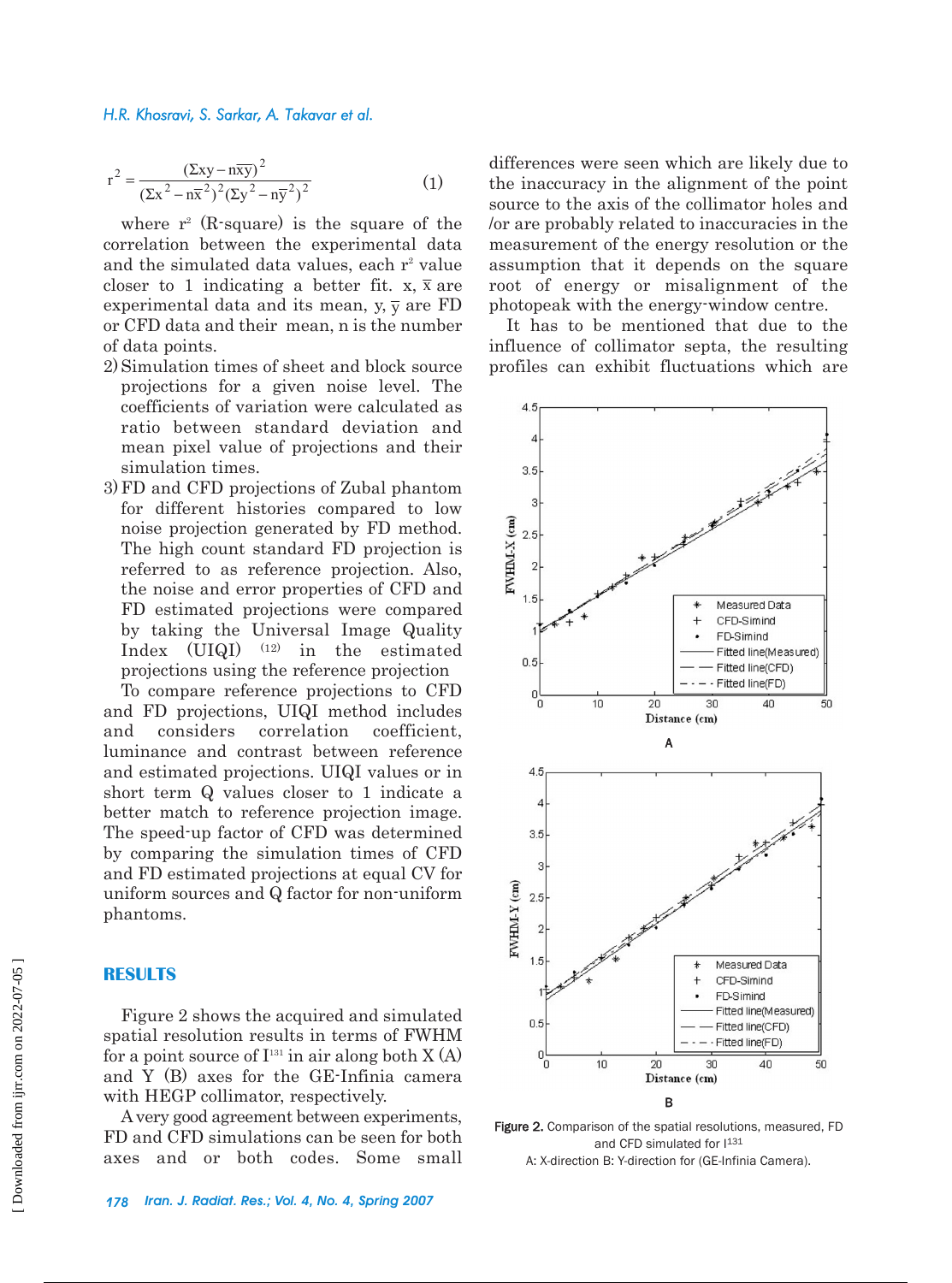$$r^2 = \frac{(\Sigma xy - n\bar{x}\bar{y})^2}{(\Sigma x^2 - n\bar{x}^2)^2(\Sigma y^2 - n\bar{y}^2)^2} \qquad (1)$$

where $r^2$ (R-square) is the square of the correlation between the experimental data and the simulated data values, each $r^2$ value closer to 1 indicating a better fit. x, $\bar{x}$ are experimental data and its mean, y, $\bar{y}$ are FD or CFD data and their mean, n is the number of data points.

2) Simulation times of sheet and block source projections for a given noise level. The coefficients of variation were calculated as ratio between standard deviation and mean pixel value of projections and their simulation times.
3) FD and CFD projections of Zubal phantom for different histories compared to low noise projection generated by FD method. The high count standard FD projection is referred to as reference projection. Also, the noise and error properties of CFD and FD estimated projections were compared by taking the Universal Image Quality Index (UIQI) [12] in the estimated projections using the reference projection

To compare reference projections to CFD and FD projections, UIQI method includes and considers correlation coefficient, luminance and contrast between reference and estimated projections. UIQI values or in short term Q values closer to 1 indicate a better match to reference projection image. The speed-up factor of CFD was determined by comparing the simulation times of CFD and FD estimated projections at equal CV for uniform sources and Q factor for non-uniform phantoms.

## RESULTS

Figure 2 shows the acquired and simulated spatial resolution results in terms of FWHM for a point source of $I^{131}$ in air along both X (A) and Y (B) axes for the GE-Infinia camera with HEGP collimator, respectively.

A very good agreement between experiments, FD and CFD simulations can be seen for both axes and or both codes. Some small differences were seen which are likely due to the inaccuracy in the alignment of the point source to the axis of the collimator holes and /or are probably related to inaccuracies in the measurement of the energy resolution or the assumption that it depends on the square root of energy or misalignment of the photopeak with the energy-window centre.

It has to be mentioned that due to the influence of collimator septa, the resulting profiles can exhibit fluctuations which are

Figure 2. Comparison of the spatial resolutions, measured, FD and CFD simulated for $I^{131}$
A: X-direction B: Y-direction for (GE-Infinia Camera).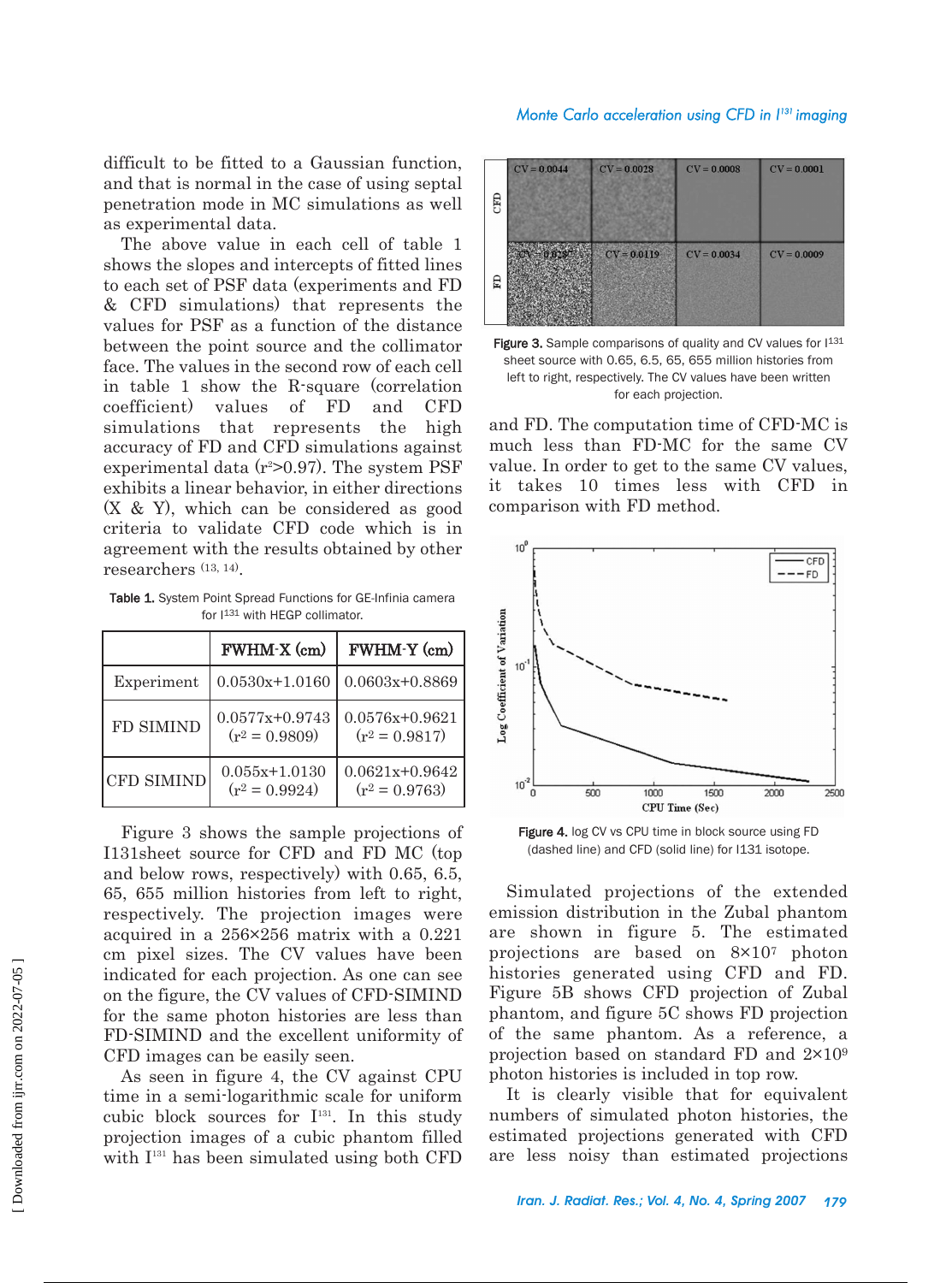difficult to be fitted to a Gaussian function, and that is normal in the case of using septal penetration mode in MC simulations as well as experimental data.

The above value in each cell of table 1 shows the slopes and intercepts of fitted lines to each set of PSF data (experiments and FD & CFD simulations) that represents the values for PSF as a function of the distance between the point source and the collimator face. The values in the second row of each cell in table 1 show the R-square (correlation coefficient) values of FD and CFD simulations that represents the high accuracy of FD and CFD simulations against experimental data ($r^2$>0.97). The system PSF exhibits a linear behavior, in either directions (X & Y), which can be considered as good criteria to validate CFD code which is in agreement with the results obtained by other researchers [13, 14].

Table 1. System Point Spread Functions for GE-Infinia camera for $I^{131}$ with HEGP collimator.

| | FWHM-X (cm) | FWHM-Y (cm) |
|---|---|---|
| Experiment | 0.0530x+1.0160 | 0.0603x+0.8869 |
| FD SIMIND | 0.0577x+0.9743 ($r^2$ = 0.9809) | 0.0576x+0.9621 ($r^2$ = 0.9817) |
| CFD SIMIND | 0.055x+1.0130 ($r^2$ = 0.9924) | 0.0621x+0.9642 ($r^2$ = 0.9763) |

Figure 3 shows the sample projections of I131sheet source for CFD and FD MC (top and below rows, respectively) with 0.65, 6.5, 65, 655 million histories from left to right, respectively. The projection images were acquired in a 256×256 matrix with a 0.221 cm pixel sizes. The CV values have been indicated for each projection. As one can see on the figure, the CV values of CFD-SIMIND for the same photon histories are less than FD-SIMIND and the excellent uniformity of CFD images can be easily seen.

As seen in figure 4, the CV against CPU time in a semi-logarithmic scale for uniform cubic block sources for $I^{131}$. In this study projection images of a cubic phantom filled with $I^{131}$ has been simulated using both CFD and FD. The computation time of CFD-MC is much less than FD-MC for the same CV value. In order to get to the same CV values, it takes 10 times less with CFD in comparison with FD method.

Figure 3. Sample comparisons of quality and CV values for $I^{131}$ sheet source with 0.65, 6.5, 65, 655 million histories from left to right, respectively. The CV values have been written for each projection.

Figure 4. log CV vs CPU time in block source using FD (dashed line) and CFD (solid line) for I131 isotope.

Simulated projections of the extended emission distribution in the Zubal phantom are shown in figure 5. The estimated projections are based on $8\times10^7$ photon histories generated using CFD and FD. Figure 5B shows CFD projection of Zubal phantom, and figure 5C shows FD projection of the same phantom. As a reference, a projection based on standard FD and $2\times10^9$ photon histories is included in top row.

It is clearly visible that for equivalent numbers of simulated photon histories, the estimated projections generated with CFD are less noisy than estimated projections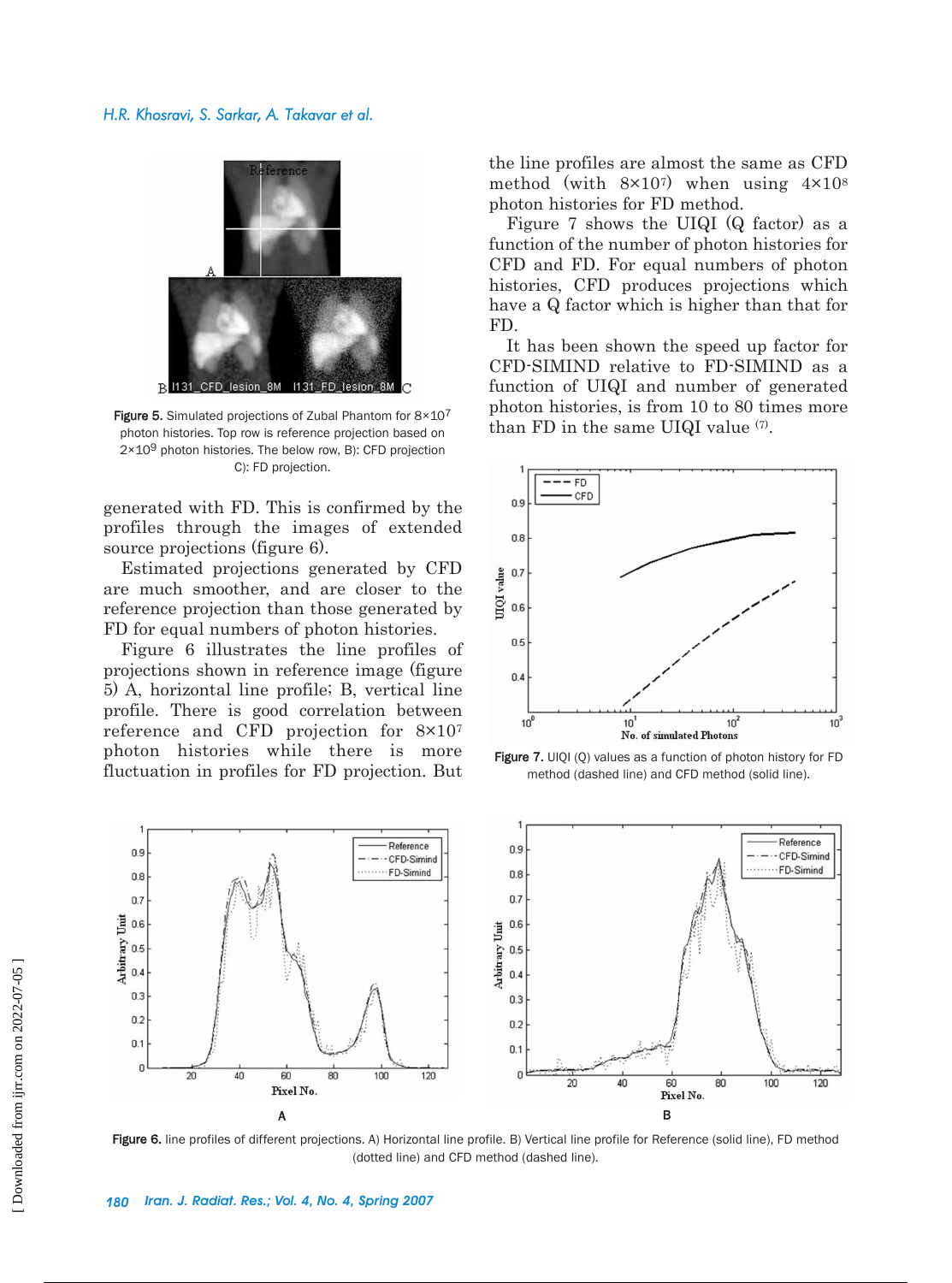Figure 5. Simulated projections of Zubal Phantom for $8\times10^7$ photon histories. Top row is reference projection based on $2\times10^9$ photon histories. The below row, B): CFD projection C): FD projection.

generated with FD. This is confirmed by the profiles through the images of extended source projections (figure 6).

Estimated projections generated by CFD are much smoother, and are closer to the reference projection than those generated by FD for equal numbers of photon histories.

Figure 6 illustrates the line profiles of projections shown in reference image (figure 5) A, horizontal line profile; B, vertical line profile. There is good correlation between reference and CFD projection for $8\times10^7$ photon histories while there is more fluctuation in profiles for FD projection. But the line profiles are almost the same as CFD method (with $8\times10^7$) when using $4\times10^8$ photon histories for FD method.

Figure 7 shows the UIQI (Q factor) as a function of the number of photon histories for CFD and FD. For equal numbers of photon histories, CFD produces projections which have a Q factor which is higher than that for FD.

It has been shown the speed up factor for CFD-SIMIND relative to FD-SIMIND as a function of UIQI and number of generated photon histories, is from 10 to 80 times more than FD in the same UIQI value [7].

Figure 7. UIQI (Q) values as a function of photon history for FD method (dashed line) and CFD method (solid line).

Figure 6. line profiles of different projections. A) Horizontal line profile. B) Vertical line profile for Reference (solid line), FD method (dotted line) and CFD method (dashed line).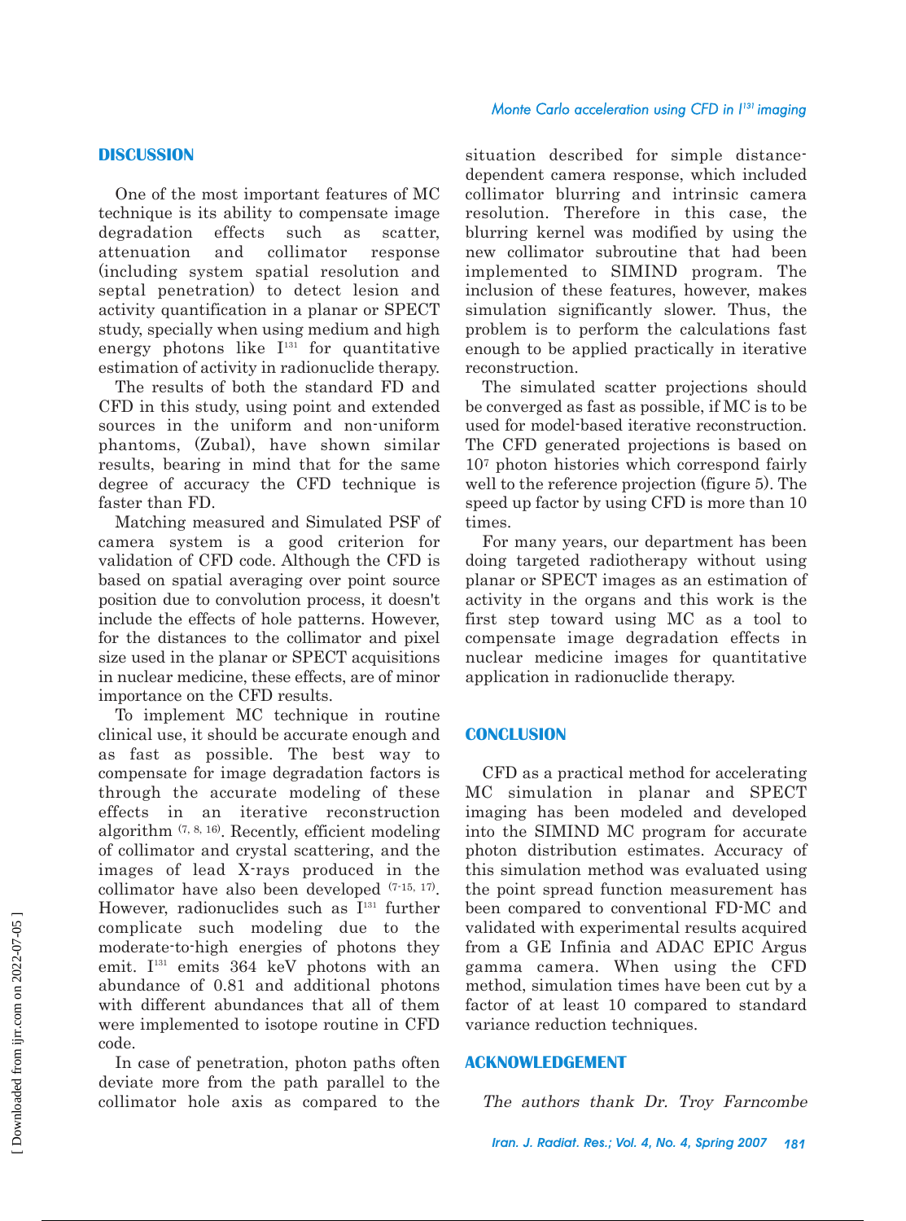## DISCUSSION

One of the most important features of MC technique is its ability to compensate image degradation effects such as scatter, attenuation and collimator response (including system spatial resolution and septal penetration) to detect lesion and activity quantification in a planar or SPECT study, specially when using medium and high energy photons like $I^{131}$ for quantitative estimation of activity in radionuclide therapy.

The results of both the standard FD and CFD in this study, using point and extended sources in the uniform and non-uniform phantoms, (Zubal), have shown similar results, bearing in mind that for the same degree of accuracy the CFD technique is faster than FD.

Matching measured and Simulated PSF of camera system is a good criterion for validation of CFD code. Although the CFD is based on spatial averaging over point source position due to convolution process, it doesn't include the effects of hole patterns. However, for the distances to the collimator and pixel size used in the planar or SPECT acquisitions in nuclear medicine, these effects, are of minor importance on the CFD results.

To implement MC technique in routine clinical use, it should be accurate enough and as fast as possible. The best way to compensate for image degradation factors is through the accurate modeling of these effects in an iterative reconstruction algorithm [7, 8, 16]. Recently, efficient modeling of collimator and crystal scattering, and the images of lead X-rays produced in the collimator have also been developed [7-15, 17]. However, radionuclides such as $I^{131}$ further complicate such modeling due to the moderate-to-high energies of photons they emit. $I^{131}$ emits 364 keV photons with an abundance of 0.81 and additional photons with different abundances that all of them were implemented to isotope routine in CFD code.

In case of penetration, photon paths often deviate more from the path parallel to the collimator hole axis as compared to the situation described for simple distance-dependent camera response, which included collimator blurring and intrinsic camera resolution. Therefore in this case, the blurring kernel was modified by using the new collimator subroutine that had been implemented to SIMIND program. The inclusion of these features, however, makes simulation significantly slower. Thus, the problem is to perform the calculations fast enough to be applied practically in iterative reconstruction.

The simulated scatter projections should be converged as fast as possible, if MC is to be used for model-based iterative reconstruction. The CFD generated projections is based on $10^7$ photon histories which correspond fairly well to the reference projection (figure 5). The speed up factor by using CFD is more than 10 times.

For many years, our department has been doing targeted radiotherapy without using planar or SPECT images as an estimation of activity in the organs and this work is the first step toward using MC as a tool to compensate image degradation effects in nuclear medicine images for quantitative application in radionuclide therapy.

## CONCLUSION

CFD as a practical method for accelerating MC simulation in planar and SPECT imaging has been modeled and developed into the SIMIND MC program for accurate photon distribution estimates. Accuracy of this simulation method was evaluated using the point spread function measurement has been compared to conventional FD-MC and validated with experimental results acquired from a GE Infinia and ADAC EPIC Argus gamma camera. When using the CFD method, simulation times have been cut by a factor of at least 10 compared to standard variance reduction techniques.

## ACKNOWLEDGEMENT

*The authors thank Dr. Troy Farncombe*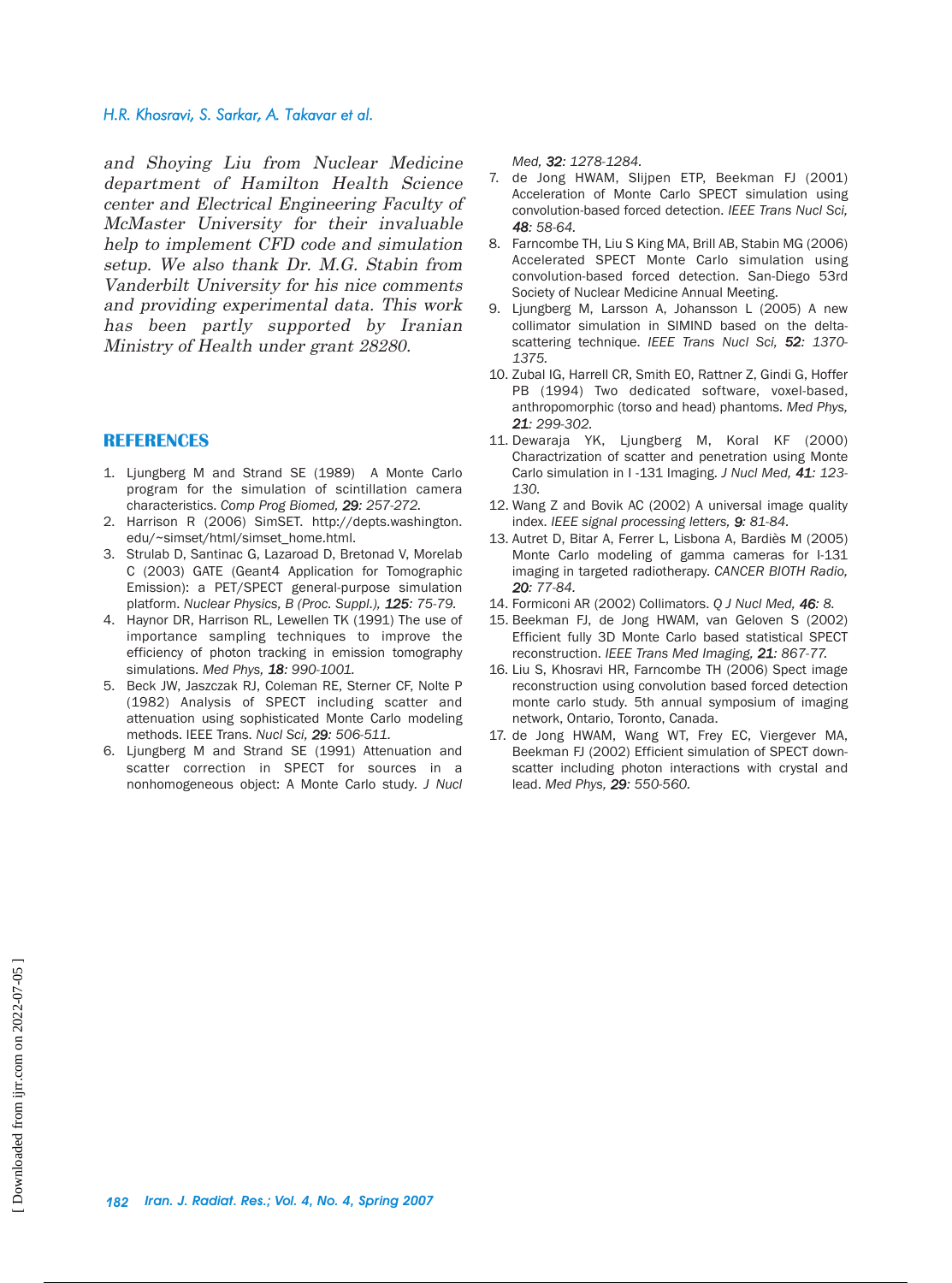*and Shoying Liu from Nuclear Medicine department of Hamilton Health Science center and Electrical Engineering Faculty of McMaster University for their invaluable help to implement CFD code and simulation setup. We also thank Dr. M.G. Stabin from Vanderbilt University for his nice comments and providing experimental data. This work has been partly supported by Iranian Ministry of Health under grant 28280.*

## REFERENCES

1. Ljungberg M and Strand SE (1989) A Monte Carlo program for the simulation of scintillation camera characteristics. *Comp Prog Biomed, **29**: 257-272.*
2. Harrison R (2006) SimSET. http://depts.washington.edu/~simset/html/simset_home.html.
3. Strulab D, Santinac G, Lazaroad D, Bretonad V, Morelab C (2003) GATE (Geant4 Application for Tomographic Emission): a PET/SPECT general-purpose simulation platform. *Nuclear Physics, B (Proc. Suppl.), **125**: 75-79.*
4. Haynor DR, Harrison RL, Lewellen TK (1991) The use of importance sampling techniques to improve the efficiency of photon tracking in emission tomography simulations. *Med Phys, **18**: 990-1001.*
5. Beck JW, Jaszczak RJ, Coleman RE, Sterner CF, Nolte P (1982) Analysis of SPECT including scatter and attenuation using sophisticated Monte Carlo modeling methods. IEEE Trans. *Nucl Sci, **29**: 506-511.*
6. Ljungberg M and Strand SE (1991) Attenuation and scatter correction in SPECT for sources in a nonhomogeneous object: A Monte Carlo study. *J Nucl Med, **32**: 1278-1284.*
7. de Jong HWAM, Slijpen ETP, Beekman FJ (2001) Acceleration of Monte Carlo SPECT simulation using convolution-based forced detection. *IEEE Trans Nucl Sci, **48**: 58-64.*
8. Farncombe TH, Liu S King MA, Brill AB, Stabin MG (2006) Accelerated SPECT Monte Carlo simulation using convolution-based forced detection. San-Diego 53rd Society of Nuclear Medicine Annual Meeting.
9. Ljungberg M, Larsson A, Johansson L (2005) A new collimator simulation in SIMIND based on the delta-scattering technique. *IEEE Trans Nucl Sci, **52**: 1370-1375.*
10. Zubal IG, Harrell CR, Smith EO, Rattner Z, Gindi G, Hoffer PB (1994) Two dedicated software, voxel-based, anthropomorphic (torso and head) phantoms. *Med Phys, **21**: 299-302.*
11. Dewaraja YK, Ljungberg M, Koral KF (2000) Charactrization of scatter and penetration using Monte Carlo simulation in I -131 Imaging. *J Nucl Med, **41**: 123-130.*
12. Wang Z and Bovik AC (2002) A universal image quality index. *IEEE signal processing letters, **9**: 81-84.*
13. Autret D, Bitar A, Ferrer L, Lisbona A, Bardiès M (2005) Monte Carlo modeling of gamma cameras for I-131 imaging in targeted radiotherapy. *CANCER BIOTH Radio, **20**: 77-84.*
14. Formiconi AR (2002) Collimators. *Q J Nucl Med, **46**: 8.*
15. Beekman FJ, de Jong HWAM, van Geloven S (2002) Efficient fully 3D Monte Carlo based statistical SPECT reconstruction. *IEEE Trans Med Imaging, **21**: 867-77.*
16. Liu S, Khosravi HR, Farncombe TH (2006) Spect image reconstruction using convolution based forced detection monte carlo study. 5th annual symposium of imaging network, Ontario, Toronto, Canada.
17. de Jong HWAM, Wang WT, Frey EC, Viergever MA, Beekman FJ (2002) Efficient simulation of SPECT down-scatter including photon interactions with crystal and lead. *Med Phys, **29**: 550-560.*